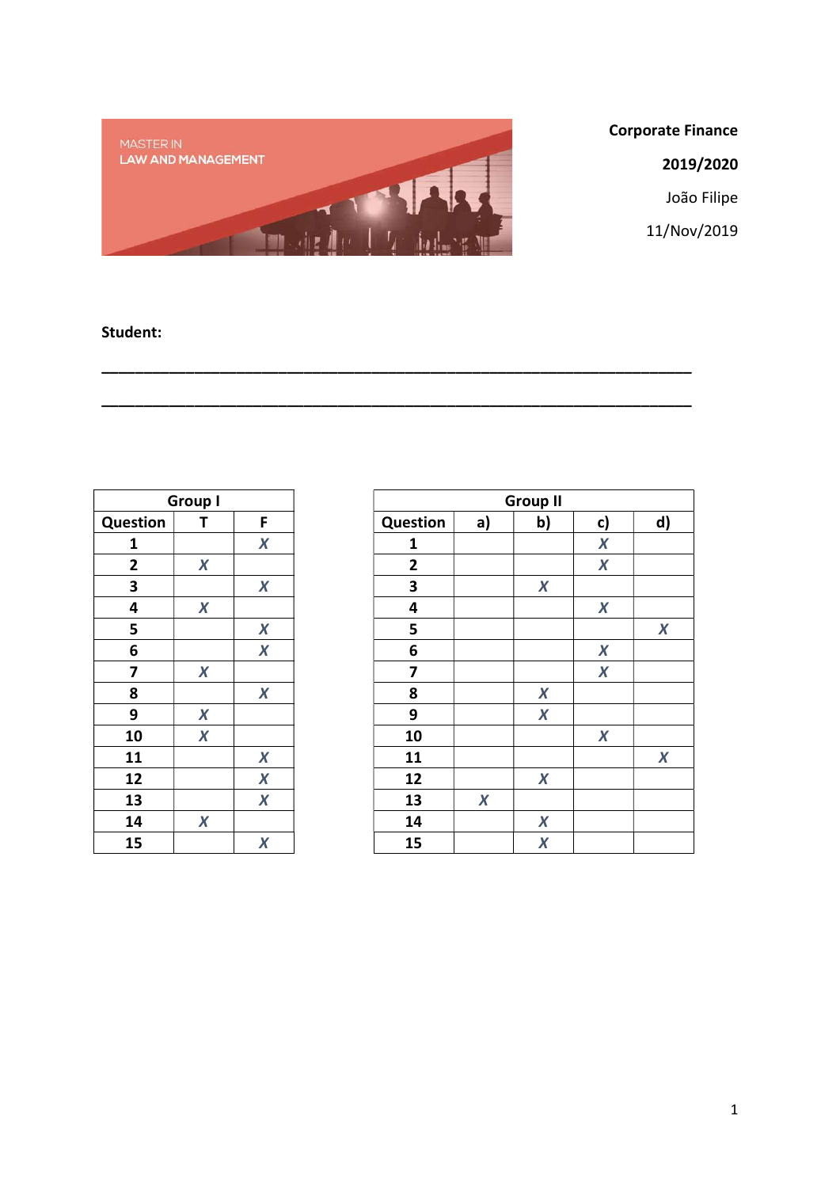MASTER IN
LAW AND MANAGEMENT

**Corporate Finance**

**2019/2020**

João Filipe

11/Nov/2019

**Student:**

\_\_\_\_\_\_\_\_\_\_\_\_\_\_\_\_\_\_\_\_\_\_\_\_\_\_\_\_\_\_\_\_\_\_\_\_\_\_\_\_\_\_\_\_\_\_\_\_\_\_\_\_\_\_\_\_\_\_\_\_\_\_\_\_\_\_\_\_

\_\_\_\_\_\_\_\_\_\_\_\_\_\_\_\_\_\_\_\_\_\_\_\_\_\_\_\_\_\_\_\_\_\_\_\_\_\_\_\_\_\_\_\_\_\_\_\_\_\_\_\_\_\_\_\_\_\_\_\_\_\_\_\_\_\_\_\_

| Group I | | |
|---|---|---|
| **Question** | **T** | **F** |
| **1** | | X |
| **2** | X | |
| **3** | | X |
| **4** | X | |
| **5** | | X |
| **6** | | X |
| **7** | X | |
| **8** | | X |
| **9** | X | |
| **10** | X | |
| **11** | | X |
| **12** | | X |
| **13** | | X |
| **14** | X | |
| **15** | | X |

| Group II | | | | |
|---|---|---|---|---|
| **Question** | **a)** | **b)** | **c)** | **d)** |
| **1** | | | X | |
| **2** | | | X | |
| **3** | | X | | |
| **4** | | | X | |
| **5** | | | | X |
| **6** | | | X | |
| **7** | | | X | |
| **8** | | X | | |
| **9** | | X | | |
| **10** | | | X | |
| **11** | | | | X |
| **12** | | X | | |
| **13** | X | | | |
| **14** | | X | | |
| **15** | | X | | |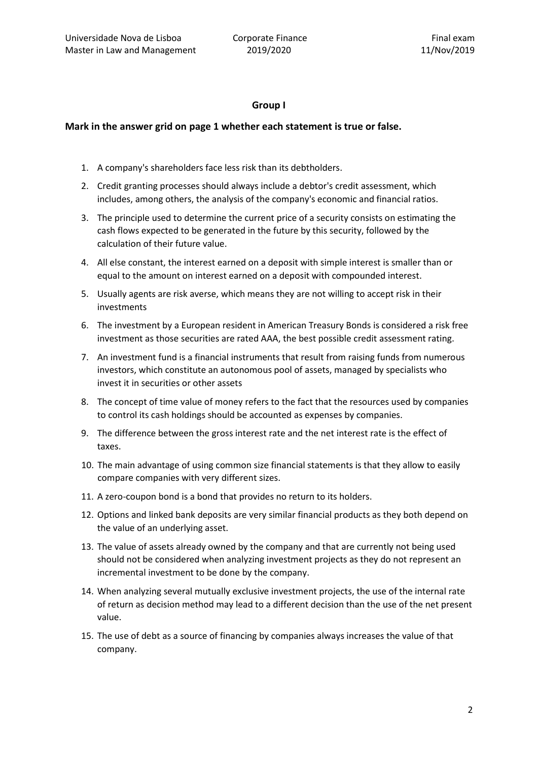## Group I

**Mark in the answer grid on page 1 whether each statement is true or false.**

1. A company's shareholders face less risk than its debtholders.
2. Credit granting processes should always include a debtor's credit assessment, which includes, among others, the analysis of the company's economic and financial ratios.
3. The principle used to determine the current price of a security consists on estimating the cash flows expected to be generated in the future by this security, followed by the calculation of their future value.
4. All else constant, the interest earned on a deposit with simple interest is smaller than or equal to the amount on interest earned on a deposit with compounded interest.
5. Usually agents are risk averse, which means they are not willing to accept risk in their investments
6. The investment by a European resident in American Treasury Bonds is considered a risk free investment as those securities are rated AAA, the best possible credit assessment rating.
7. An investment fund is a financial instruments that result from raising funds from numerous investors, which constitute an autonomous pool of assets, managed by specialists who invest it in securities or other assets
8. The concept of time value of money refers to the fact that the resources used by companies to control its cash holdings should be accounted as expenses by companies.
9. The difference between the gross interest rate and the net interest rate is the effect of taxes.
10. The main advantage of using common size financial statements is that they allow to easily compare companies with very different sizes.
11. A zero-coupon bond is a bond that provides no return to its holders.
12. Options and linked bank deposits are very similar financial products as they both depend on the value of an underlying asset.
13. The value of assets already owned by the company and that are currently not being used should not be considered when analyzing investment projects as they do not represent an incremental investment to be done by the company.
14. When analyzing several mutually exclusive investment projects, the use of the internal rate of return as decision method may lead to a different decision than the use of the net present value.
15. The use of debt as a source of financing by companies always increases the value of that company.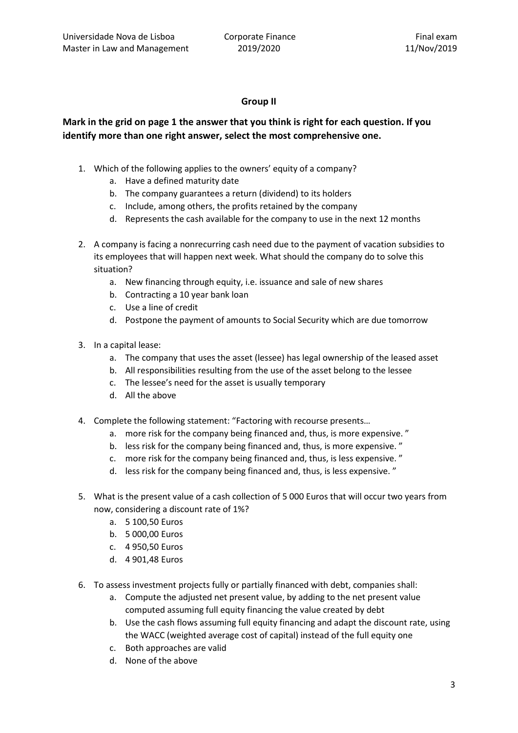## Group II

**Mark in the grid on page 1 the answer that you think is right for each question. If you identify more than one right answer, select the most comprehensive one.**

1. Which of the following applies to the owners' equity of a company?
   a. Have a defined maturity date
   b. The company guarantees a return (dividend) to its holders
   c. Include, among others, the profits retained by the company
   d. Represents the cash available for the company to use in the next 12 months

2. A company is facing a nonrecurring cash need due to the payment of vacation subsidies to its employees that will happen next week. What should the company do to solve this situation?
   a. New financing through equity, i.e. issuance and sale of new shares
   b. Contracting a 10 year bank loan
   c. Use a line of credit
   d. Postpone the payment of amounts to Social Security which are due tomorrow

3. In a capital lease:
   a. The company that uses the asset (lessee) has legal ownership of the leased asset
   b. All responsibilities resulting from the use of the asset belong to the lessee
   c. The lessee's need for the asset is usually temporary
   d. All the above

4. Complete the following statement: "Factoring with recourse presents…
   a. more risk for the company being financed and, thus, is more expensive. "
   b. less risk for the company being financed and, thus, is more expensive. "
   c. more risk for the company being financed and, thus, is less expensive. "
   d. less risk for the company being financed and, thus, is less expensive. "

5. What is the present value of a cash collection of 5 000 Euros that will occur two years from now, considering a discount rate of 1%?
   a. 5 100,50 Euros
   b. 5 000,00 Euros
   c. 4 950,50 Euros
   d. 4 901,48 Euros

6. To assess investment projects fully or partially financed with debt, companies shall:
   a. Compute the adjusted net present value, by adding to the net present value computed assuming full equity financing the value created by debt
   b. Use the cash flows assuming full equity financing and adapt the discount rate, using the WACC (weighted average cost of capital) instead of the full equity one
   c. Both approaches are valid
   d. None of the above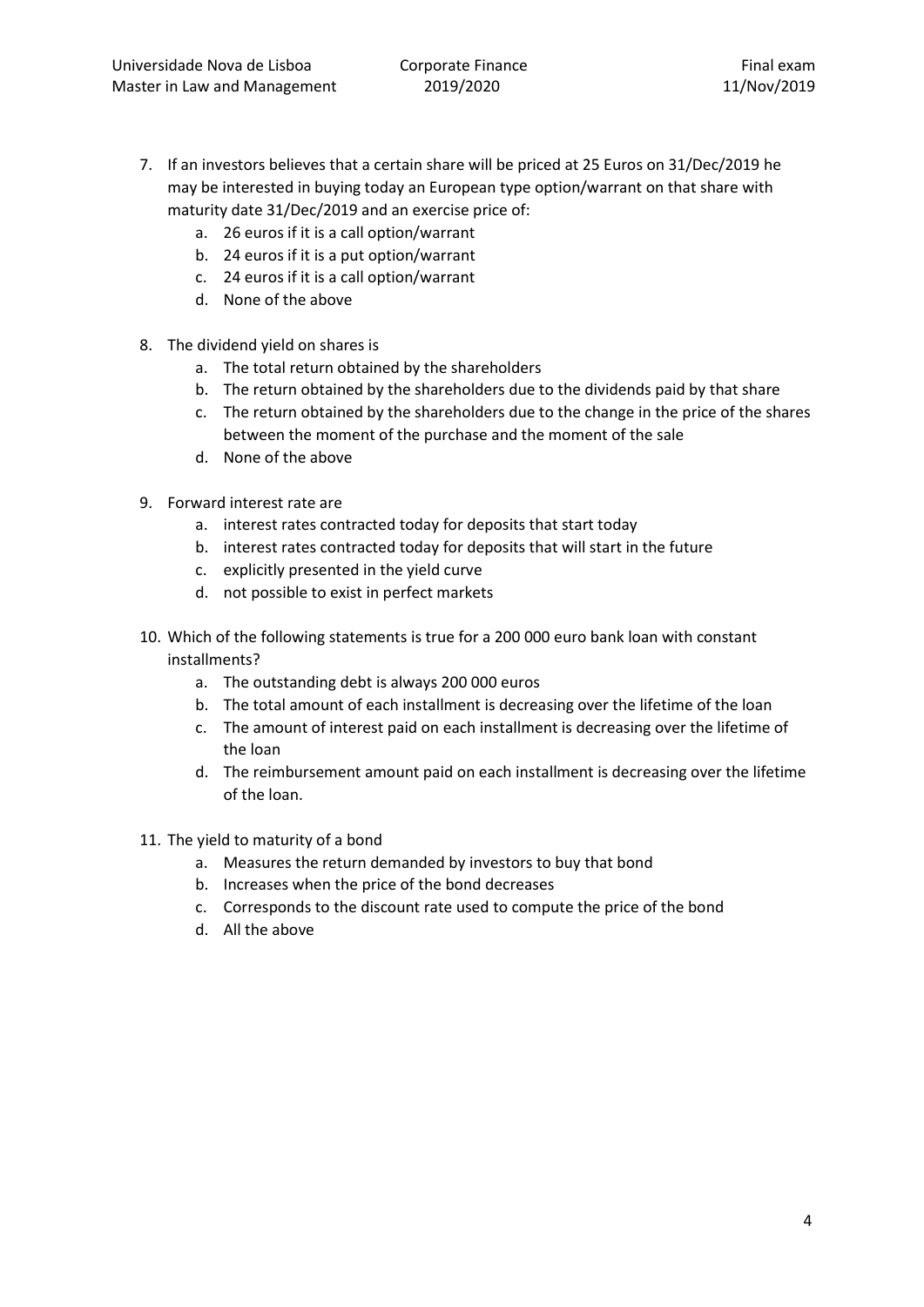7. If an investors believes that a certain share will be priced at 25 Euros on 31/Dec/2019 he may be interested in buying today an European type option/warrant on that share with maturity date 31/Dec/2019 and an exercise price of:
    a. 26 euros if it is a call option/warrant
    b. 24 euros if it is a put option/warrant
    c. 24 euros if it is a call option/warrant
    d. None of the above

8. The dividend yield on shares is
    a. The total return obtained by the shareholders
    b. The return obtained by the shareholders due to the dividends paid by that share
    c. The return obtained by the shareholders due to the change in the price of the shares between the moment of the purchase and the moment of the sale
    d. None of the above

9. Forward interest rate are
    a. interest rates contracted today for deposits that start today
    b. interest rates contracted today for deposits that will start in the future
    c. explicitly presented in the yield curve
    d. not possible to exist in perfect markets

10. Which of the following statements is true for a 200 000 euro bank loan with constant installments?
    a. The outstanding debt is always 200 000 euros
    b. The total amount of each installment is decreasing over the lifetime of the loan
    c. The amount of interest paid on each installment is decreasing over the lifetime of the loan
    d. The reimbursement amount paid on each installment is decreasing over the lifetime of the loan.

11. The yield to maturity of a bond
    a. Measures the return demanded by investors to buy that bond
    b. Increases when the price of the bond decreases
    c. Corresponds to the discount rate used to compute the price of the bond
    d. All the above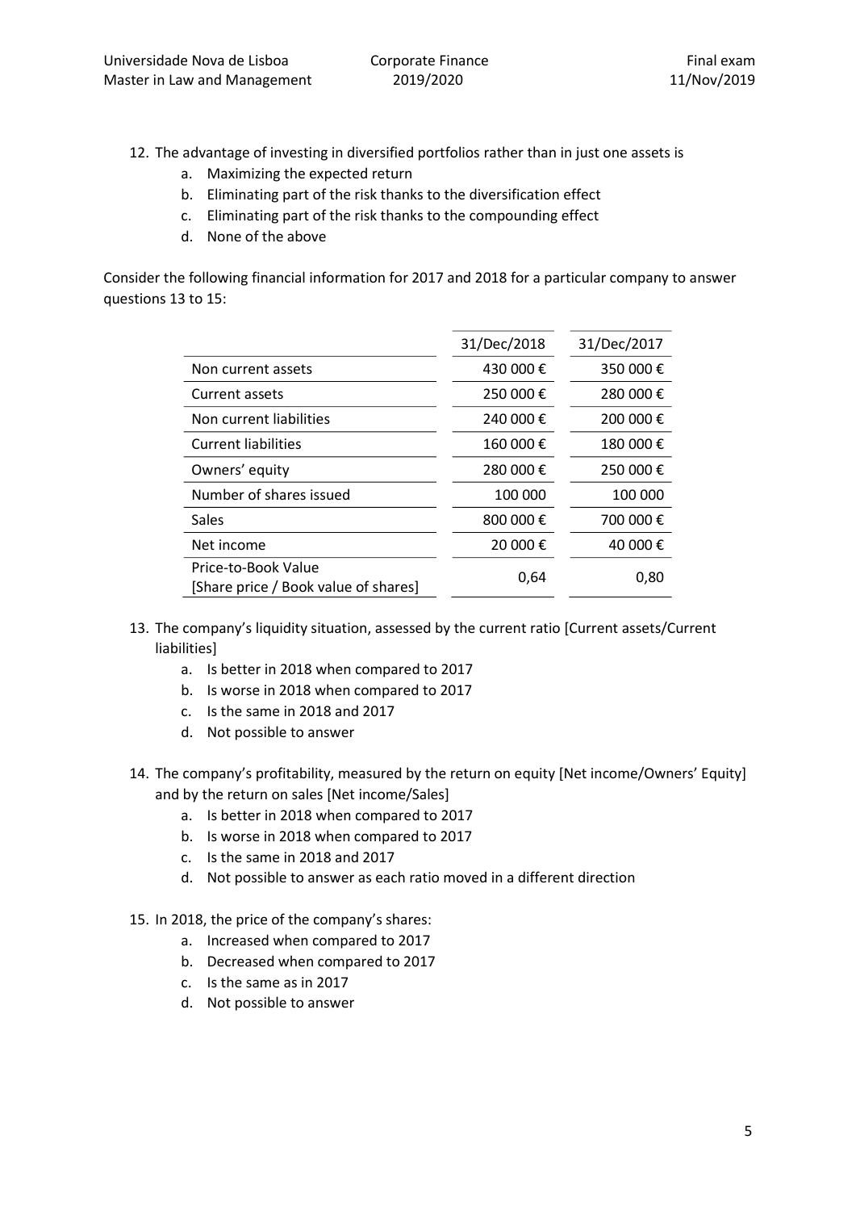12. The advantage of investing in diversified portfolios rather than in just one assets is
    a. Maximizing the expected return
    b. Eliminating part of the risk thanks to the diversification effect
    c. Eliminating part of the risk thanks to the compounding effect
    d. None of the above

Consider the following financial information for 2017 and 2018 for a particular company to answer questions 13 to 15:

| | 31/Dec/2018 | 31/Dec/2017 |
|---|---|---|
| Non current assets | 430 000 € | 350 000 € |
| Current assets | 250 000 € | 280 000 € |
| Non current liabilities | 240 000 € | 200 000 € |
| Current liabilities | 160 000 € | 180 000 € |
| Owners' equity | 280 000 € | 250 000 € |
| Number of shares issued | 100 000 | 100 000 |
| Sales | 800 000 € | 700 000 € |
| Net income | 20 000 € | 40 000 € |
| Price-to-Book Value [Share price / Book value of shares] | 0,64 | 0,80 |

13. The company's liquidity situation, assessed by the current ratio [Current assets/Current liabilities]
    a. Is better in 2018 when compared to 2017
    b. Is worse in 2018 when compared to 2017
    c. Is the same in 2018 and 2017
    d. Not possible to answer

14. The company's profitability, measured by the return on equity [Net income/Owners' Equity] and by the return on sales [Net income/Sales]
    a. Is better in 2018 when compared to 2017
    b. Is worse in 2018 when compared to 2017
    c. Is the same in 2018 and 2017
    d. Not possible to answer as each ratio moved in a different direction

15. In 2018, the price of the company's shares:
    a. Increased when compared to 2017
    b. Decreased when compared to 2017
    c. Is the same as in 2017
    d. Not possible to answer